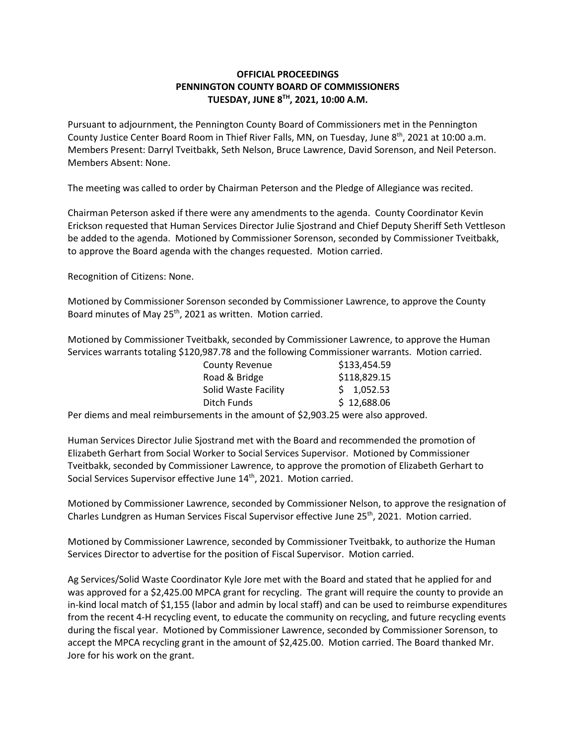# OFFICIAL PROCEEDINGS
# PENNINGTON COUNTY BOARD OF COMMISSIONERS
# TUESDAY, JUNE 8TH, 2021, 10:00 A.M.

Pursuant to adjournment, the Pennington County Board of Commissioners met in the Pennington County Justice Center Board Room in Thief River Falls, MN, on Tuesday, June 8th, 2021 at 10:00 a.m. Members Present: Darryl Tveitbakk, Seth Nelson, Bruce Lawrence, David Sorenson, and Neil Peterson. Members Absent: None.

The meeting was called to order by Chairman Peterson and the Pledge of Allegiance was recited.

Chairman Peterson asked if there were any amendments to the agenda. County Coordinator Kevin Erickson requested that Human Services Director Julie Sjostrand and Chief Deputy Sheriff Seth Vettleson be added to the agenda. Motioned by Commissioner Sorenson, seconded by Commissioner Tveitbakk, to approve the Board agenda with the changes requested. Motion carried.

Recognition of Citizens: None.

Motioned by Commissioner Sorenson seconded by Commissioner Lawrence, to approve the County Board minutes of May 25th, 2021 as written. Motion carried.

Motioned by Commissioner Tveitbakk, seconded by Commissioner Lawrence, to approve the Human Services warrants totaling $120,987.78 and the following Commissioner warrants. Motion carried.

| | |
|---|---|
| County Revenue | $133,454.59 |
| Road & Bridge | $118,829.15 |
| Solid Waste Facility | $ 1,052.53 |
| Ditch Funds | $ 12,688.06 |

Per diems and meal reimbursements in the amount of $2,903.25 were also approved.

Human Services Director Julie Sjostrand met with the Board and recommended the promotion of Elizabeth Gerhart from Social Worker to Social Services Supervisor. Motioned by Commissioner Tveitbakk, seconded by Commissioner Lawrence, to approve the promotion of Elizabeth Gerhart to Social Services Supervisor effective June 14th, 2021. Motion carried.

Motioned by Commissioner Lawrence, seconded by Commissioner Nelson, to approve the resignation of Charles Lundgren as Human Services Fiscal Supervisor effective June 25th, 2021. Motion carried.

Motioned by Commissioner Lawrence, seconded by Commissioner Tveitbakk, to authorize the Human Services Director to advertise for the position of Fiscal Supervisor. Motion carried.

Ag Services/Solid Waste Coordinator Kyle Jore met with the Board and stated that he applied for and was approved for a $2,425.00 MPCA grant for recycling. The grant will require the county to provide an in-kind local match of $1,155 (labor and admin by local staff) and can be used to reimburse expenditures from the recent 4-H recycling event, to educate the community on recycling, and future recycling events during the fiscal year. Motioned by Commissioner Lawrence, seconded by Commissioner Sorenson, to accept the MPCA recycling grant in the amount of $2,425.00. Motion carried. The Board thanked Mr. Jore for his work on the grant.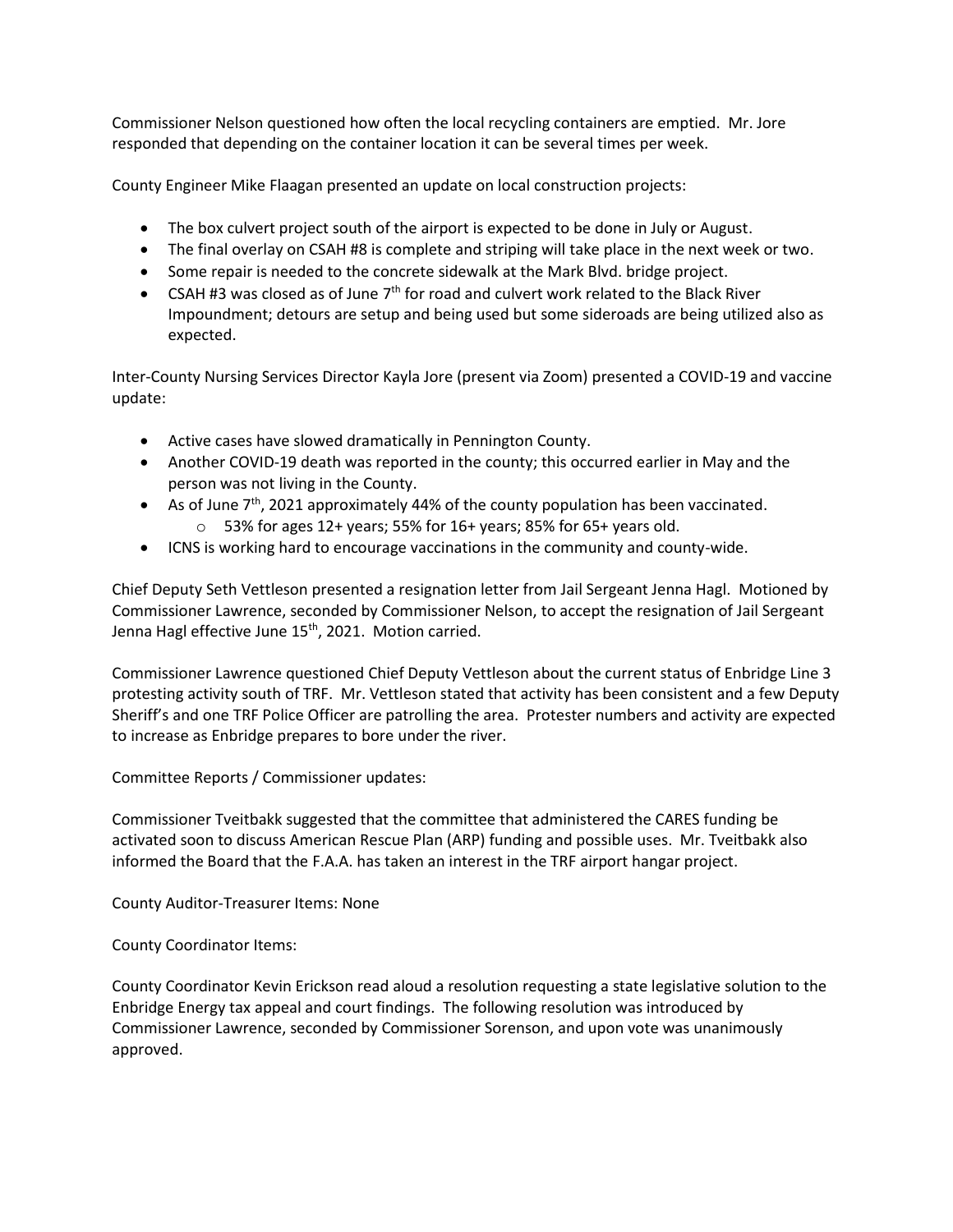Commissioner Nelson questioned how often the local recycling containers are emptied. Mr. Jore responded that depending on the container location it can be several times per week.

County Engineer Mike Flaagan presented an update on local construction projects:

- The box culvert project south of the airport is expected to be done in July or August.
- The final overlay on CSAH #8 is complete and striping will take place in the next week or two.
- Some repair is needed to the concrete sidewalk at the Mark Blvd. bridge project.
- CSAH #3 was closed as of June 7th for road and culvert work related to the Black River Impoundment; detours are setup and being used but some sideroads are being utilized also as expected.

Inter-County Nursing Services Director Kayla Jore (present via Zoom) presented a COVID-19 and vaccine update:

- Active cases have slowed dramatically in Pennington County.
- Another COVID-19 death was reported in the county; this occurred earlier in May and the person was not living in the County.
- As of June 7th, 2021 approximately 44% of the county population has been vaccinated.
  - 53% for ages 12+ years; 55% for 16+ years; 85% for 65+ years old.
- ICNS is working hard to encourage vaccinations in the community and county-wide.

Chief Deputy Seth Vettleson presented a resignation letter from Jail Sergeant Jenna Hagl. Motioned by Commissioner Lawrence, seconded by Commissioner Nelson, to accept the resignation of Jail Sergeant Jenna Hagl effective June 15th, 2021. Motion carried.

Commissioner Lawrence questioned Chief Deputy Vettleson about the current status of Enbridge Line 3 protesting activity south of TRF. Mr. Vettleson stated that activity has been consistent and a few Deputy Sheriff's and one TRF Police Officer are patrolling the area. Protester numbers and activity are expected to increase as Enbridge prepares to bore under the river.

Committee Reports / Commissioner updates:

Commissioner Tveitbakk suggested that the committee that administered the CARES funding be activated soon to discuss American Rescue Plan (ARP) funding and possible uses. Mr. Tveitbakk also informed the Board that the F.A.A. has taken an interest in the TRF airport hangar project.

County Auditor-Treasurer Items: None

County Coordinator Items:

County Coordinator Kevin Erickson read aloud a resolution requesting a state legislative solution to the Enbridge Energy tax appeal and court findings. The following resolution was introduced by Commissioner Lawrence, seconded by Commissioner Sorenson, and upon vote was unanimously approved.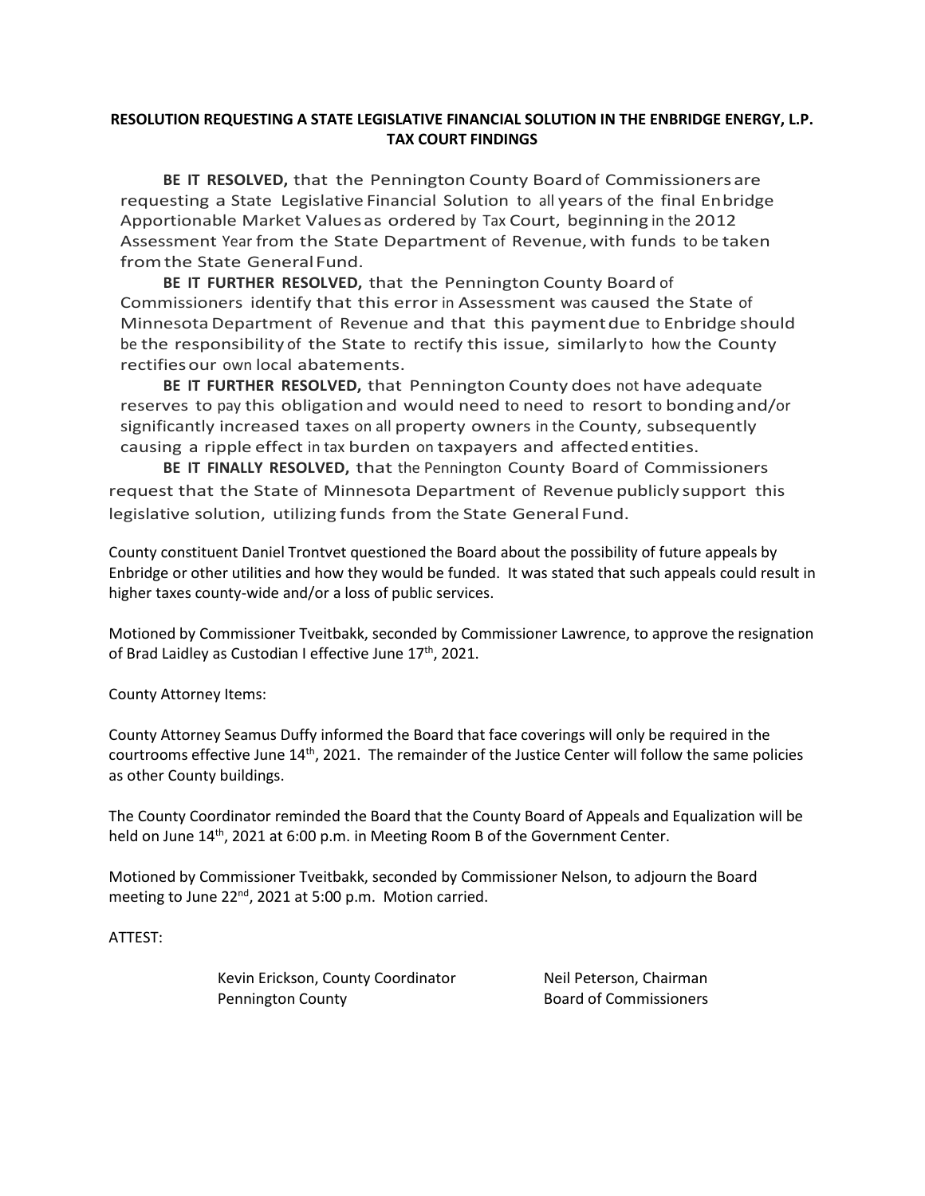**RESOLUTION REQUESTING A STATE LEGISLATIVE FINANCIAL SOLUTION IN THE ENBRIDGE ENERGY, L.P. TAX COURT FINDINGS**

**BE IT RESOLVED,** that the Pennington County Board of Commissioners are requesting a State Legislative Financial Solution to all years of the final Enbridge Apportionable Market Values as ordered by Tax Court, beginning in the 2012 Assessment Year from the State Department of Revenue, with funds to be taken from the State General Fund.

**BE IT FURTHER RESOLVED,** that the Pennington County Board of Commissioners identify that this error in Assessment was caused the State of Minnesota Department of Revenue and that this payment due to Enbridge should be the responsibility of the State to rectify this issue, similarly to how the County rectifies our own local abatements.

**BE IT FURTHER RESOLVED,** that Pennington County does not have adequate reserves to pay this obligation and would need to need to resort to bonding and/or significantly increased taxes on all property owners in the County, subsequently causing a ripple effect in tax burden on taxpayers and affected entities.

**BE IT FINALLY RESOLVED,** that the Pennington County Board of Commissioners request that the State of Minnesota Department of Revenue publicly support this legislative solution, utilizing funds from the State General Fund.

County constituent Daniel Trontvet questioned the Board about the possibility of future appeals by Enbridge or other utilities and how they would be funded. It was stated that such appeals could result in higher taxes county-wide and/or a loss of public services.

Motioned by Commissioner Tveitbakk, seconded by Commissioner Lawrence, to approve the resignation of Brad Laidley as Custodian I effective June 17th, 2021.

County Attorney Items:

County Attorney Seamus Duffy informed the Board that face coverings will only be required in the courtrooms effective June 14th, 2021. The remainder of the Justice Center will follow the same policies as other County buildings.

The County Coordinator reminded the Board that the County Board of Appeals and Equalization will be held on June 14th, 2021 at 6:00 p.m. in Meeting Room B of the Government Center.

Motioned by Commissioner Tveitbakk, seconded by Commissioner Nelson, to adjourn the Board meeting to June 22nd, 2021 at 5:00 p.m. Motion carried.

ATTEST:

| | |
|---|---|
| Kevin Erickson, County Coordinator | Neil Peterson, Chairman |
| Pennington County | Board of Commissioners |